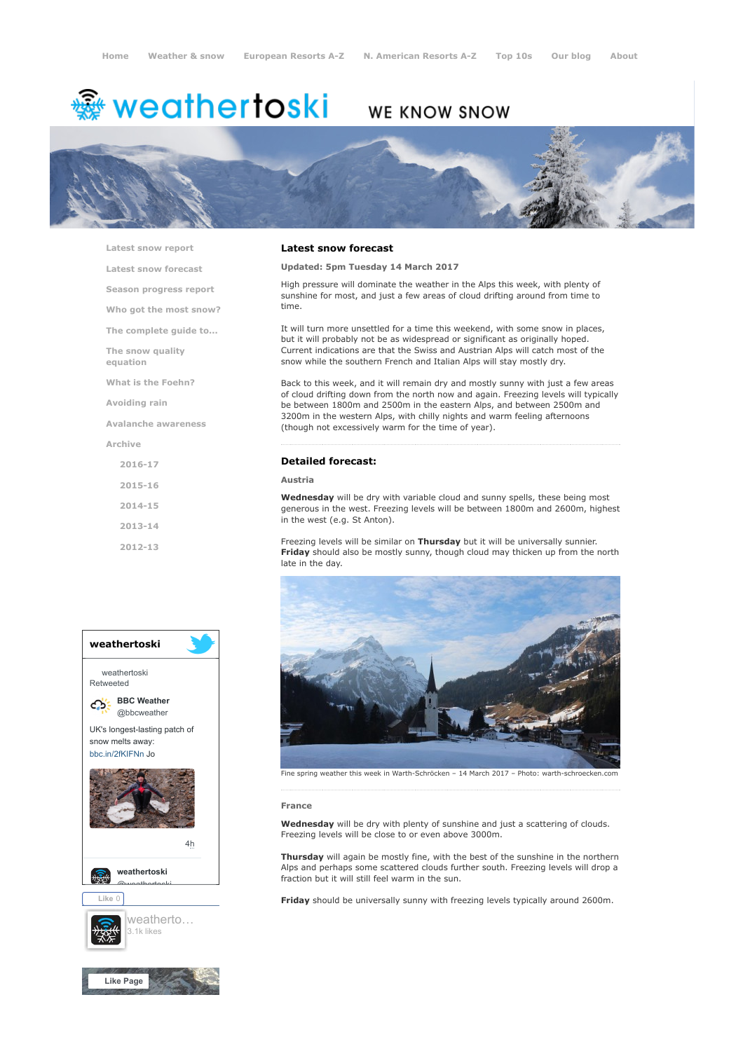Home | Weather & snow | European Resorts A-Z | N. American Resorts A-Z | Top 10s | Our blog | About

# weathertoski

WE KNOW SNOW

- Latest snow report
- Latest snow forecast
- Season progress report
- Who got the most snow?
- The complete guide to...
- The snow quality equation
- What is the Foehn?
- Avoiding rain
- Avalanche awareness
- Archive
  - 2016-17
  - 2015-16
  - 2014-15
  - 2013-14
  - 2012-13

## Latest snow forecast

**Updated: 5pm Tuesday 14 March 2017**

High pressure will dominate the weather in the Alps this week, with plenty of sunshine for most, and just a few areas of cloud drifting around from time to time.

It will turn more unsettled for a time this weekend, with some snow in places, but it will probably not be as widespread or significant as originally hoped. Current indications are that the Swiss and Austrian Alps will catch most of the snow while the southern French and Italian Alps will stay mostly dry.

Back to this week, and it will remain dry and mostly sunny with just a few areas of cloud drifting down from the north now and again. Freezing levels will typically be between 1800m and 2500m in the eastern Alps, and between 2500m and 3200m in the western Alps, with chilly nights and warm feeling afternoons (though not excessively warm for the time of year).

## Detailed forecast:

### Austria

**Wednesday** will be dry with variable cloud and sunny spells, these being most generous in the west. Freezing levels will be between 1800m and 2600m, highest in the west (e.g. St Anton).

Freezing levels will be similar on **Thursday** but it will be universally sunnier. **Friday** should also be mostly sunny, though cloud may thicken up from the north late in the day.

Fine spring weather this week in Warth-Schröcken – 14 March 2017 – Photo: warth-schroecken.com

### France

**Wednesday** will be dry with plenty of sunshine and just a scattering of clouds. Freezing levels will be close to or even above 3000m.

**Thursday** will again be mostly fine, with the best of the sunshine in the northern Alps and perhaps some scattered clouds further south. Freezing levels will drop a fraction but it will still feel warm in the sun.

**Friday** should be universally sunny with freezing levels typically around 2600m.

**weathertoski**

weathertoski Retweeted

BBC Weather @bbcweather

UK's longest-lasting patch of snow melts away: bbc.in/2fKIFNn Jo

4h

weathertoski @weathertoski

Like 0

weatherto... 3.1k likes

Like Page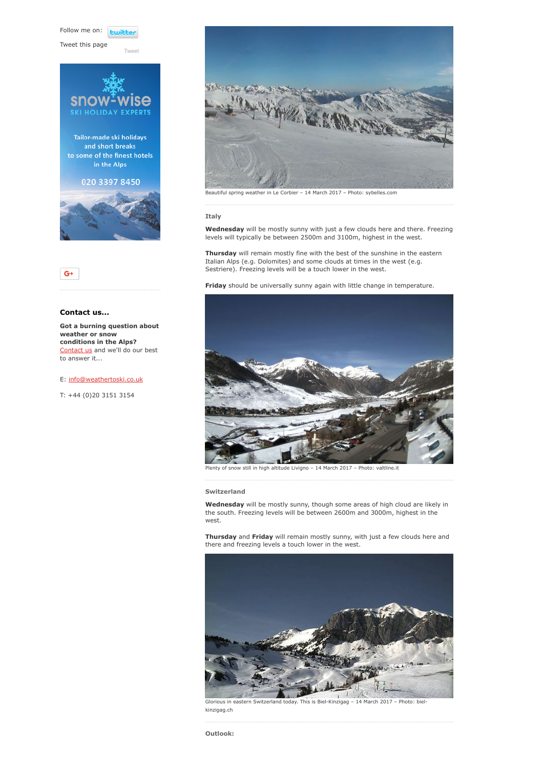Follow me on: twitter

Tweet this page

Tweet

snow-wise
SKI HOLIDAY EXPERTS

Tailor-made ski holidays and short breaks to some of the finest hotels in the Alps

020 3397 8450

G+

### Contact us...

**Got a burning question about weather or snow conditions in the Alps?** [Contact us](Contact us) and we'll do our best to answer it...

E: info@weathertoski.co.uk

T: +44 (0)20 3151 3154

Beautiful spring weather in Le Corbier – 14 March 2017 – Photo: sybelles.com

### Italy

**Wednesday** will be mostly sunny with just a few clouds here and there. Freezing levels will typically be between 2500m and 3100m, highest in the west.

**Thursday** will remain mostly fine with the best of the sunshine in the eastern Italian Alps (e.g. Dolomites) and some clouds at times in the west (e.g. Sestriere). Freezing levels will be a touch lower in the west.

**Friday** should be universally sunny again with little change in temperature.

Plenty of snow still in high altitude Livigno – 14 March 2017 – Photo: valtline.it

### Switzerland

**Wednesday** will be mostly sunny, though some areas of high cloud are likely in the south. Freezing levels will be between 2600m and 3000m, highest in the west.

**Thursday** and **Friday** will remain mostly sunny, with just a few clouds here and there and freezing levels a touch lower in the west.

Glorious in eastern Switzerland today. This is Biel-Kinzigag – 14 March 2017 – Photo: biel-kinzigag.ch

### Outlook: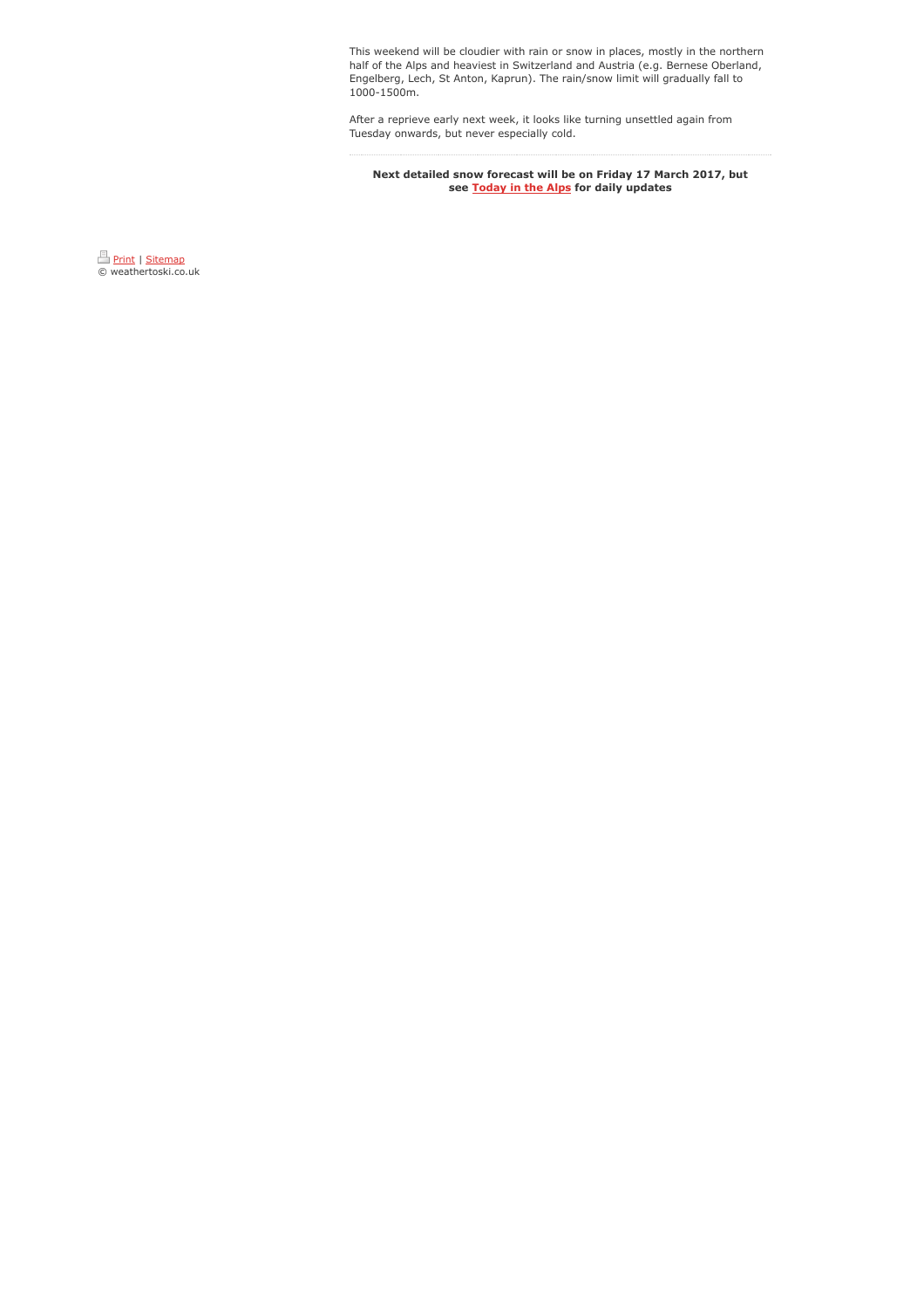This weekend will be cloudier with rain or snow in places, mostly in the northern half of the Alps and heaviest in Switzerland and Austria (e.g. Bernese Oberland, Engelberg, Lech, St Anton, Kaprun). The rain/snow limit will gradually fall to 1000-1500m.

After a reprieve early next week, it looks like turning unsettled again from Tuesday onwards, but never especially cold.

---

**Next detailed snow forecast will be on Friday 17 March 2017, but see Today in the Alps for daily updates**

Print | Sitemap
© weathertoski.co.uk